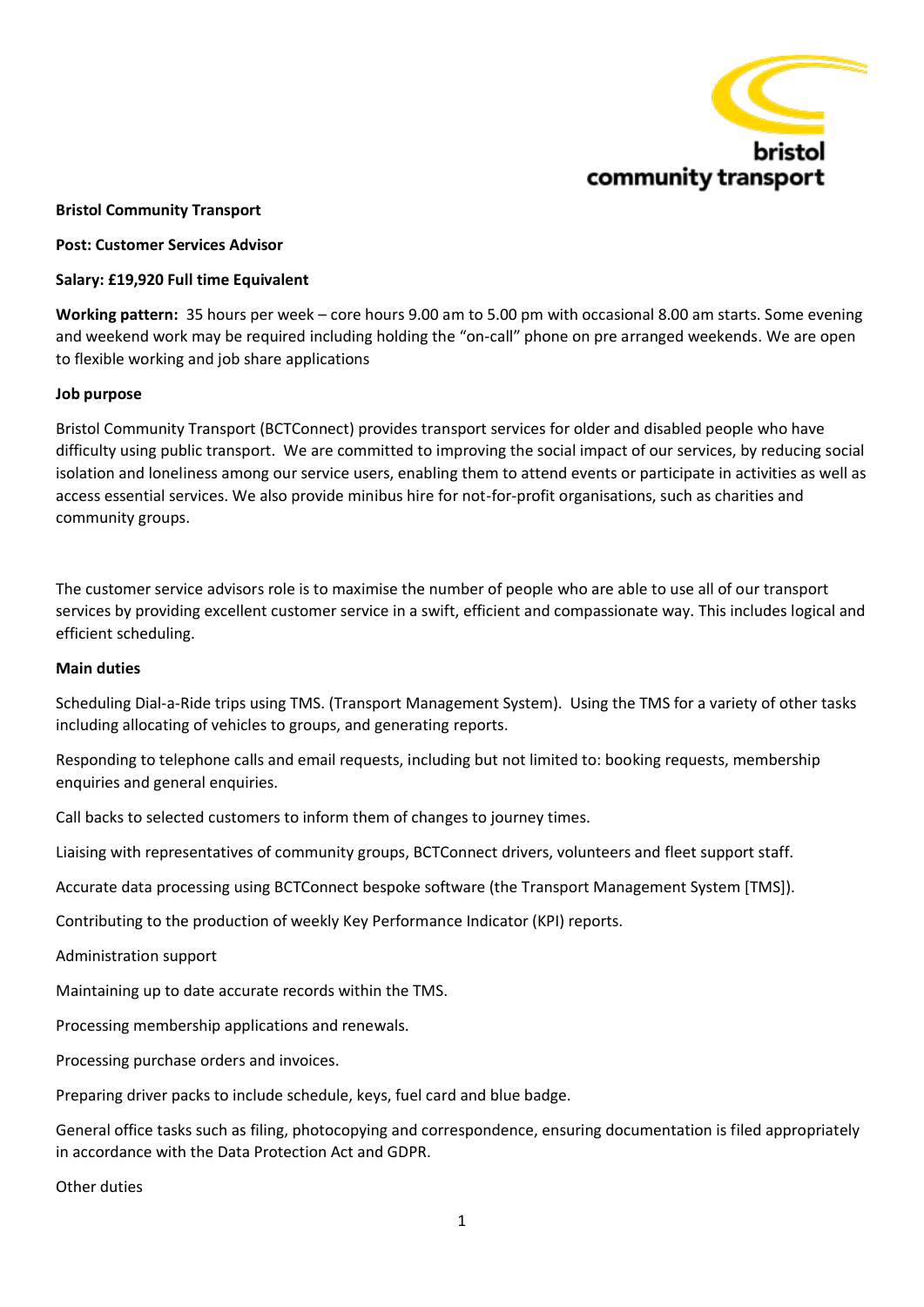**Bristol Community Transport**

**Post: Customer Services Advisor**

**Salary: £19,920 Full time Equivalent**

**Working pattern:** 35 hours per week – core hours 9.00 am to 5.00 pm with occasional 8.00 am starts. Some evening and weekend work may be required including holding the "on-call" phone on pre arranged weekends. We are open to flexible working and job share applications

**Job purpose**

Bristol Community Transport (BCTConnect) provides transport services for older and disabled people who have difficulty using public transport. We are committed to improving the social impact of our services, by reducing social isolation and loneliness among our service users, enabling them to attend events or participate in activities as well as access essential services. We also provide minibus hire for not-for-profit organisations, such as charities and community groups.

The customer service advisors role is to maximise the number of people who are able to use all of our transport services by providing excellent customer service in a swift, efficient and compassionate way. This includes logical and efficient scheduling.

**Main duties**

Scheduling Dial-a-Ride trips using TMS. (Transport Management System). Using the TMS for a variety of other tasks including allocating of vehicles to groups, and generating reports.

Responding to telephone calls and email requests, including but not limited to: booking requests, membership enquiries and general enquiries.

Call backs to selected customers to inform them of changes to journey times.

Liaising with representatives of community groups, BCTConnect drivers, volunteers and fleet support staff.

Accurate data processing using BCTConnect bespoke software (the Transport Management System [TMS]).

Contributing to the production of weekly Key Performance Indicator (KPI) reports.

Administration support

Maintaining up to date accurate records within the TMS.

Processing membership applications and renewals.

Processing purchase orders and invoices.

Preparing driver packs to include schedule, keys, fuel card and blue badge.

General office tasks such as filing, photocopying and correspondence, ensuring documentation is filed appropriately in accordance with the Data Protection Act and GDPR.

Other duties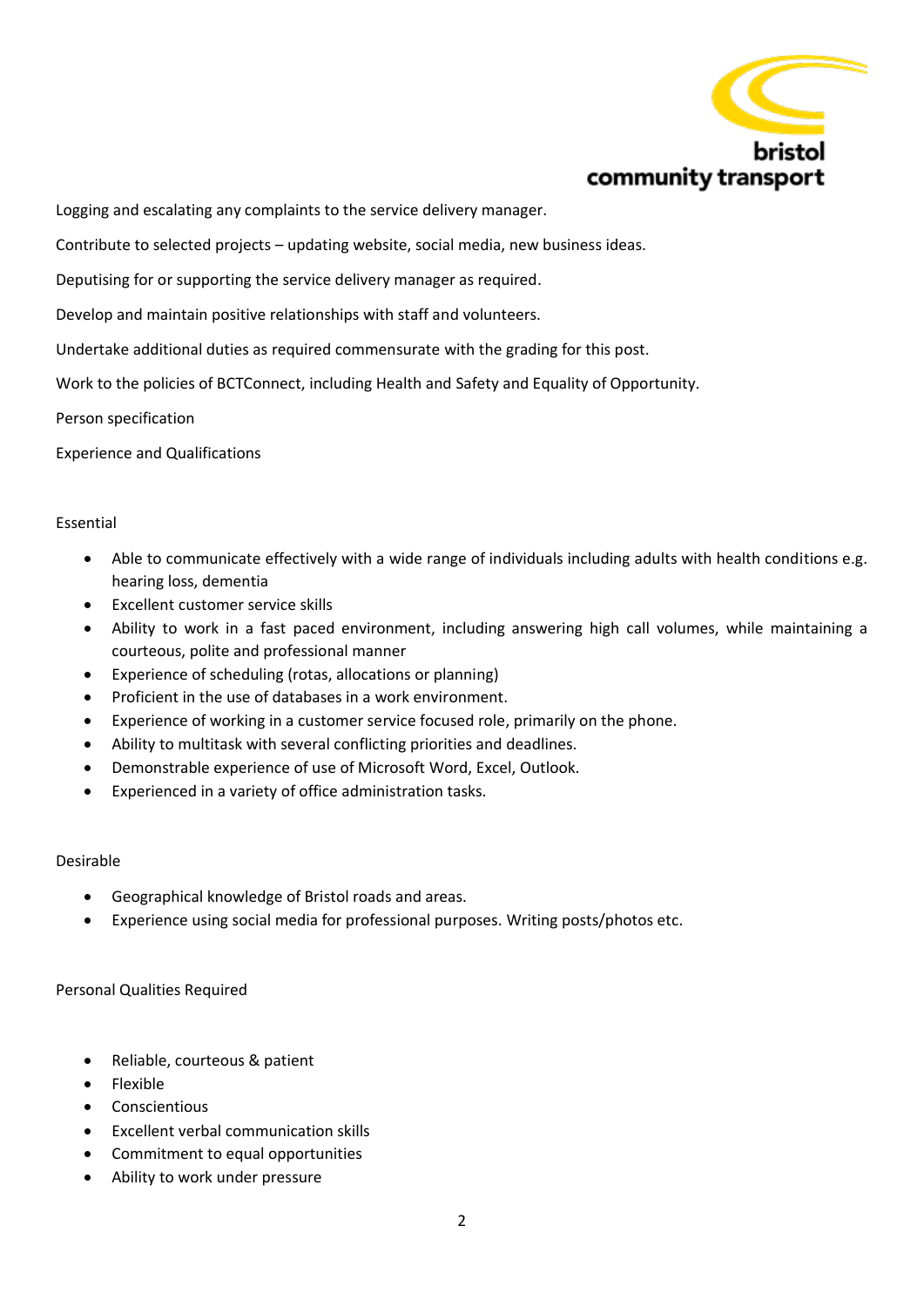Logging and escalating any complaints to the service delivery manager.

Contribute to selected projects – updating website, social media, new business ideas.

Deputising for or supporting the service delivery manager as required.

Develop and maintain positive relationships with staff and volunteers.

Undertake additional duties as required commensurate with the grading for this post.

Work to the policies of BCTConnect, including Health and Safety and Equality of Opportunity.

Person specification

Experience and Qualifications

Essential

- Able to communicate effectively with a wide range of individuals including adults with health conditions e.g. hearing loss, dementia
- Excellent customer service skills
- Ability to work in a fast paced environment, including answering high call volumes, while maintaining a courteous, polite and professional manner
- Experience of scheduling (rotas, allocations or planning)
- Proficient in the use of databases in a work environment.
- Experience of working in a customer service focused role, primarily on the phone.
- Ability to multitask with several conflicting priorities and deadlines.
- Demonstrable experience of use of Microsoft Word, Excel, Outlook.
- Experienced in a variety of office administration tasks.

Desirable

- Geographical knowledge of Bristol roads and areas.
- Experience using social media for professional purposes. Writing posts/photos etc.

Personal Qualities Required

- Reliable, courteous & patient
- Flexible
- Conscientious
- Excellent verbal communication skills
- Commitment to equal opportunities
- Ability to work under pressure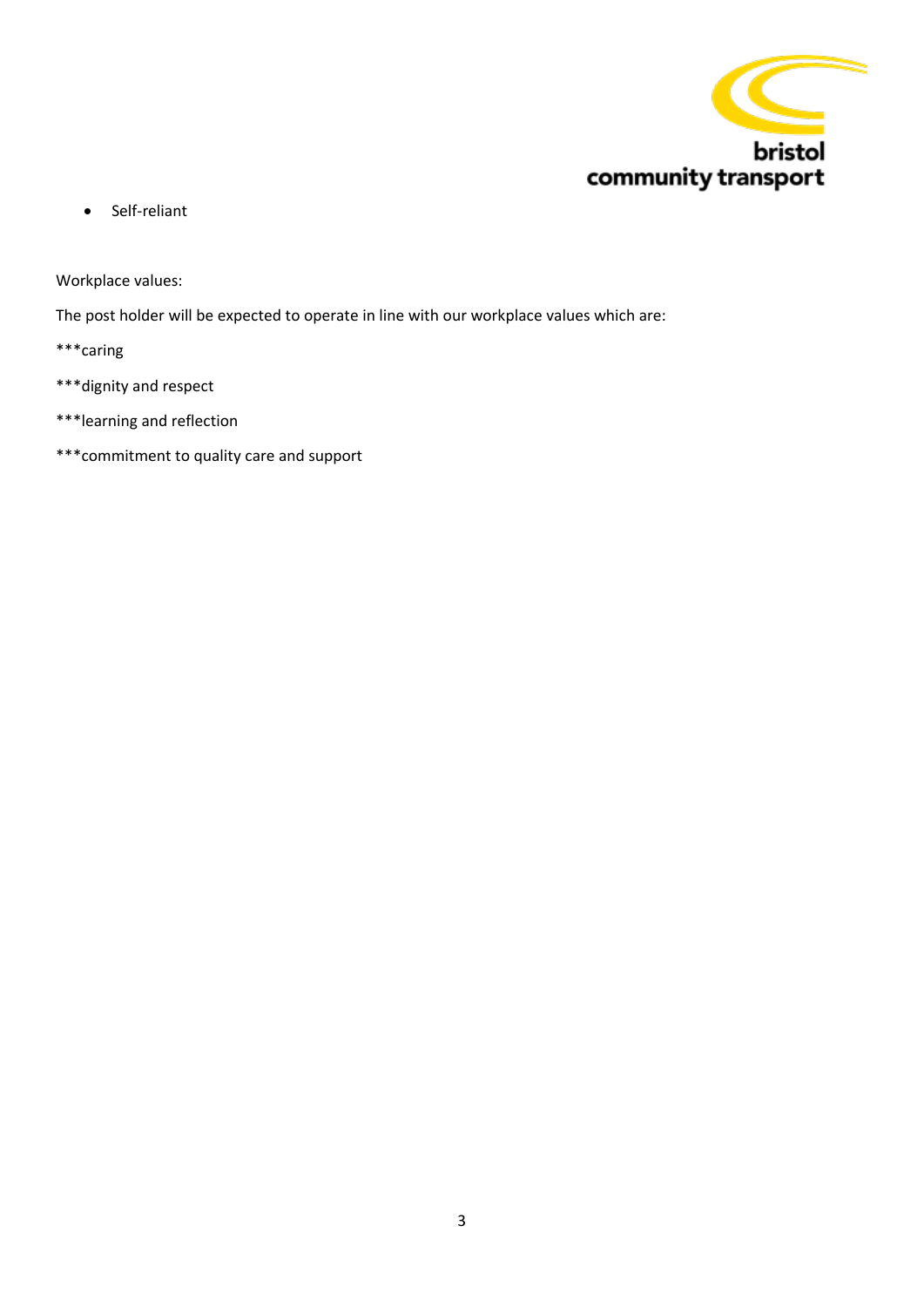- Self-reliant

Workplace values:

The post holder will be expected to operate in line with our workplace values which are:

***caring

***dignity and respect

***learning and reflection

***commitment to quality care and support